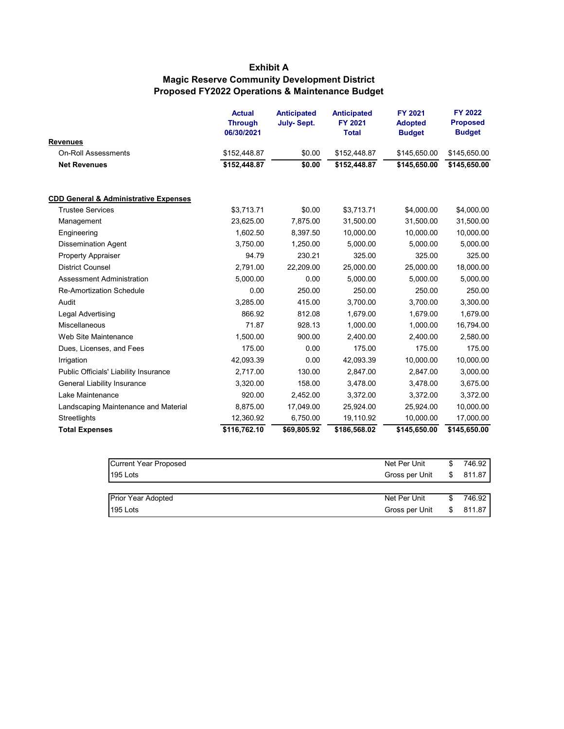# Exhibit A
## Magic Reserve Community Development District
## Proposed FY2022 Operations & Maintenance Budget

| | Actual Through 06/30/2021 | Anticipated July- Sept. | Anticipated FY 2021 Total | FY 2021 Adopted Budget | FY 2022 Proposed Budget |
|---|---|---|---|---|---|
| **Revenues** | | | | | |
| On-Roll Assessments | $152,448.87 | $0.00 | $152,448.87 | $145,650.00 | $145,650.00 |
| **Net Revenues** | **$152,448.87** | **$0.00** | **$152,448.87** | **$145,650.00** | **$145,650.00** |
| | | | | | |
| **CDD General & Administrative Expenses** | | | | | |
| Trustee Services | $3,713.71 | $0.00 | $3,713.71 | $4,000.00 | $4,000.00 |
| Management | 23,625.00 | 7,875.00 | 31,500.00 | 31,500.00 | 31,500.00 |
| Engineering | 1,602.50 | 8,397.50 | 10,000.00 | 10,000.00 | 10,000.00 |
| Dissemination Agent | 3,750.00 | 1,250.00 | 5,000.00 | 5,000.00 | 5,000.00 |
| Property Appraiser | 94.79 | 230.21 | 325.00 | 325.00 | 325.00 |
| District Counsel | 2,791.00 | 22,209.00 | 25,000.00 | 25,000.00 | 18,000.00 |
| Assessment Administration | 5,000.00 | 0.00 | 5,000.00 | 5,000.00 | 5,000.00 |
| Re-Amortization Schedule | 0.00 | 250.00 | 250.00 | 250.00 | 250.00 |
| Audit | 3,285.00 | 415.00 | 3,700.00 | 3,700.00 | 3,300.00 |
| Legal Advertising | 866.92 | 812.08 | 1,679.00 | 1,679.00 | 1,679.00 |
| Miscellaneous | 71.87 | 928.13 | 1,000.00 | 1,000.00 | 16,794.00 |
| Web Site Maintenance | 1,500.00 | 900.00 | 2,400.00 | 2,400.00 | 2,580.00 |
| Dues, Licenses, and Fees | 175.00 | 0.00 | 175.00 | 175.00 | 175.00 |
| Irrigation | 42,093.39 | 0.00 | 42,093.39 | 10,000.00 | 10,000.00 |
| Public Officials' Liability Insurance | 2,717.00 | 130.00 | 2,847.00 | 2,847.00 | 3,000.00 |
| General Liability Insurance | 3,320.00 | 158.00 | 3,478.00 | 3,478.00 | 3,675.00 |
| Lake Maintenance | 920.00 | 2,452.00 | 3,372.00 | 3,372.00 | 3,372.00 |
| Landscaping Maintenance and Material | 8,875.00 | 17,049.00 | 25,924.00 | 25,924.00 | 10,000.00 |
| Streetlights | 12,360.92 | 6,750.00 | 19,110.92 | 10,000.00 | 17,000.00 |
| **Total Expenses** | **$116,762.10** | **$69,805.92** | **$186,568.02** | **$145,650.00** | **$145,650.00** |

| | | |
|---|---|---|
| Current Year Proposed | Net Per Unit | $ 746.92 |
| 195 Lots | Gross per Unit | $ 811.87 |

| | | |
|---|---|---|
| Prior Year Adopted | Net Per Unit | $ 746.92 |
| 195 Lots | Gross per Unit | $ 811.87 |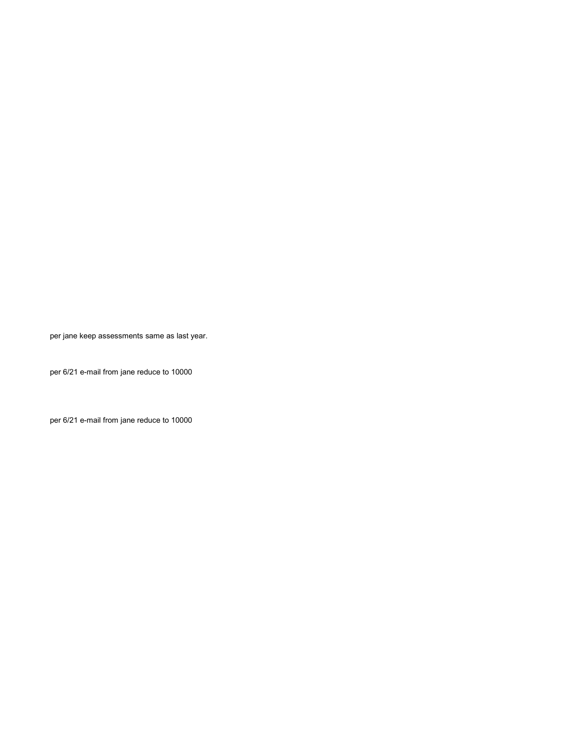per jane keep assessments same as last year.

per 6/21 e-mail from jane reduce to 10000

per 6/21 e-mail from jane reduce to 10000